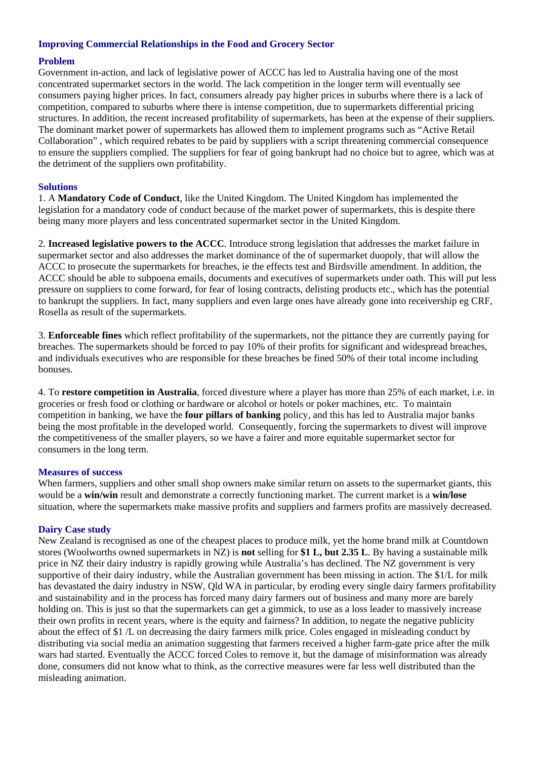# Improving Commercial Relationships in the Food and Grocery Sector

## Problem

Government in-action, and lack of legislative power of ACCC has led to Australia having one of the most concentrated supermarket sectors in the world. The lack competition in the longer term will eventually see consumers paying higher prices. In fact, consumers already pay higher prices in suburbs where there is a lack of competition, compared to suburbs where there is intense competition, due to supermarkets differential pricing structures. In addition, the recent increased profitability of supermarkets, has been at the expense of their suppliers. The dominant market power of supermarkets has allowed them to implement programs such as "Active Retail Collaboration" , which required rebates to be paid by suppliers with a script threatening commercial consequence to ensure the suppliers complied. The suppliers for fear of going bankrupt had no choice but to agree, which was at the detriment of the suppliers own profitability.

## Solutions

1. A **Mandatory Code of Conduct**, like the United Kingdom. The United Kingdom has implemented the legislation for a mandatory code of conduct because of the market power of supermarkets, this is despite there being many more players and less concentrated supermarket sector in the United Kingdom.

2. **Increased legislative powers to the ACCC**. Introduce strong legislation that addresses the market failure in supermarket sector and also addresses the market dominance of the of supermarket duopoly, that will allow the ACCC to prosecute the supermarkets for breaches, ie the effects test and Birdsville amendment. In addition, the ACCC should be able to subpoena emails, documents and executives of supermarkets under oath. This will put less pressure on suppliers to come forward, for fear of losing contracts, delisting products etc., which has the potential to bankrupt the suppliers. In fact, many suppliers and even large ones have already gone into receivership eg CRF, Rosella as result of the supermarkets.

3. **Enforceable fines** which reflect profitability of the supermarkets, not the pittance they are currently paying for breaches. The supermarkets should be forced to pay 10% of their profits for significant and widespread breaches, and individuals executives who are responsible for these breaches be fined 50% of their total income including bonuses.

4. To **restore competition in Australia**, forced divesture where a player has more than 25% of each market, i.e. in groceries or fresh food or clothing or hardware or alcohol or hotels or poker machines, etc. To maintain competition in banking, we have the **four pillars of banking** policy, and this has led to Australia major banks being the most profitable in the developed world. Consequently, forcing the supermarkets to divest will improve the competitiveness of the smaller players, so we have a fairer and more equitable supermarket sector for consumers in the long term.

## Measures of success

When farmers, suppliers and other small shop owners make similar return on assets to the supermarket giants, this would be a **win/win** result and demonstrate a correctly functioning market. The current market is a **win/lose** situation, where the supermarkets make massive profits and suppliers and farmers profits are massively decreased.

## Dairy Case study

New Zealand is recognised as one of the cheapest places to produce milk, yet the home brand milk at Countdown stores (Woolworths owned supermarkets in NZ) is **not** selling for **$1 L, but 2.35 L**. By having a sustainable milk price in NZ their dairy industry is rapidly growing while Australia's has declined. The NZ government is very supportive of their dairy industry, while the Australian government has been missing in action. The $1/L for milk has devastated the dairy industry in NSW, Qld WA in particular, by eroding every single dairy farmers profitability and sustainability and in the process has forced many dairy farmers out of business and many more are barely holding on. This is just so that the supermarkets can get a gimmick, to use as a loss leader to massively increase their own profits in recent years, where is the equity and fairness? In addition, to negate the negative publicity about the effect of $1 /L on decreasing the dairy farmers milk price. Coles engaged in misleading conduct by distributing via social media an animation suggesting that farmers received a higher farm-gate price after the milk wars had started. Eventually the ACCC forced Coles to remove it, but the damage of misinformation was already done, consumers did not know what to think, as the corrective measures were far less well distributed than the misleading animation.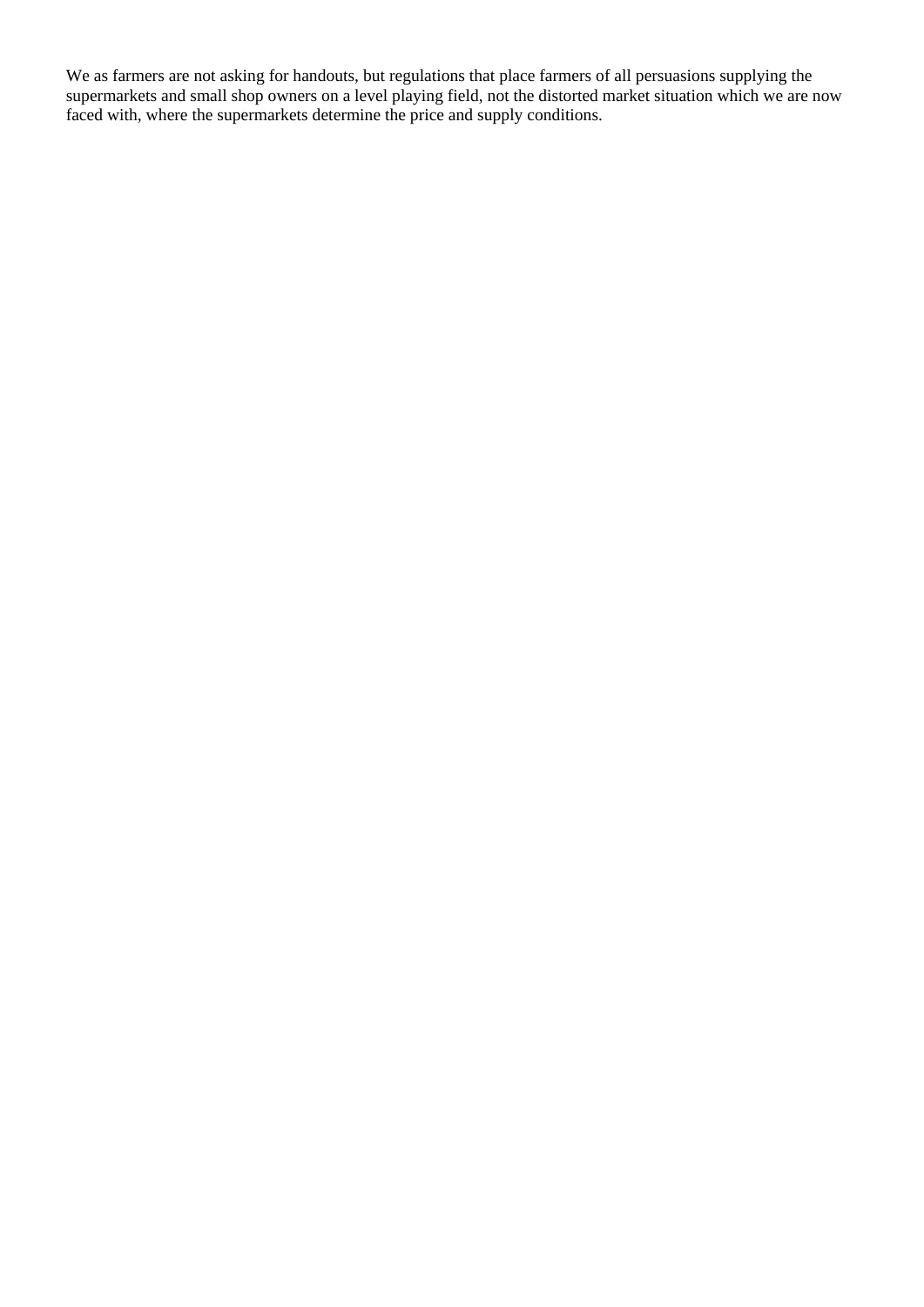We as farmers are not asking for handouts, but regulations that place farmers of all persuasions supplying the supermarkets and small shop owners on a level playing field, not the distorted market situation which we are now faced with, where the supermarkets determine the price and supply conditions.